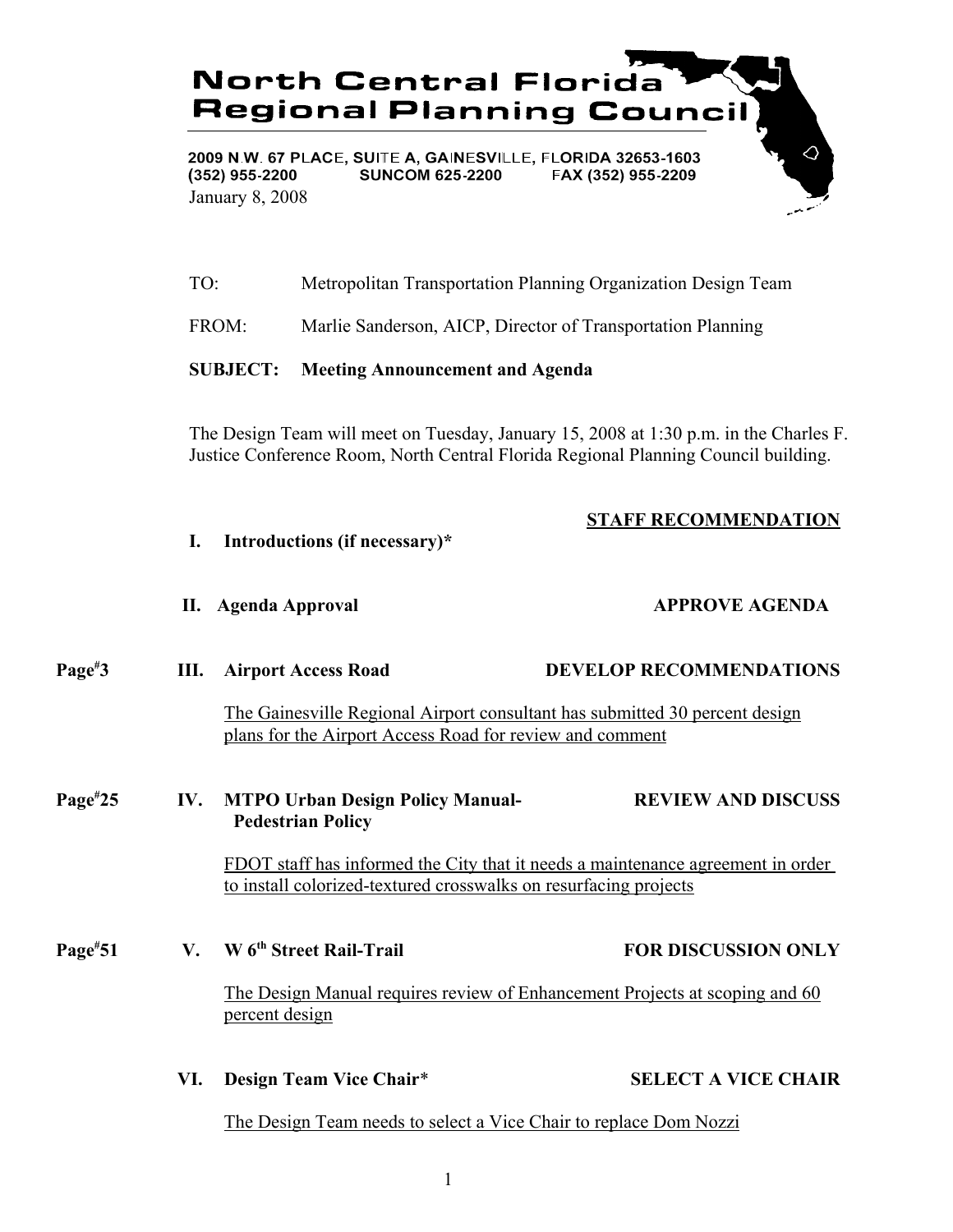# North Central Florida Regional Planning Council

2009 N.W. 67 PLACE, SUITE A, GAINESVILLE, FLORIDA 32653-1603
(352) 955-2200 SUNCOM 625-2200 FAX (352) 955-2209

January 8, 2008

TO: Metropolitan Transportation Planning Organization Design Team

FROM: Marlie Sanderson, AICP, Director of Transportation Planning

**SUBJECT: Meeting Announcement and Agenda**

The Design Team will meet on Tuesday, January 15, 2008 at 1:30 p.m. in the Charles F. Justice Conference Room, North Central Florida Regional Planning Council building.

**STAFF RECOMMENDATION**

**I. Introductions (if necessary)***

**II. Agenda Approval** — **APPROVE AGENDA**

Page#3 — **III. Airport Access Road** — **DEVELOP RECOMMENDATIONS**

The Gainesville Regional Airport consultant has submitted 30 percent design plans for the Airport Access Road for review and comment

Page#25 — **IV. MTPO Urban Design Policy Manual- Pedestrian Policy** — **REVIEW AND DISCUSS**

FDOT staff has informed the City that it needs a maintenance agreement in order to install colorized-textured crosswalks on resurfacing projects

Page#51 — **V. W 6th Street Rail-Trail** — **FOR DISCUSSION ONLY**

The Design Manual requires review of Enhancement Projects at scoping and 60 percent design

**VI. Design Team Vice Chair*** — **SELECT A VICE CHAIR**

The Design Team needs to select a Vice Chair to replace Dom Nozzi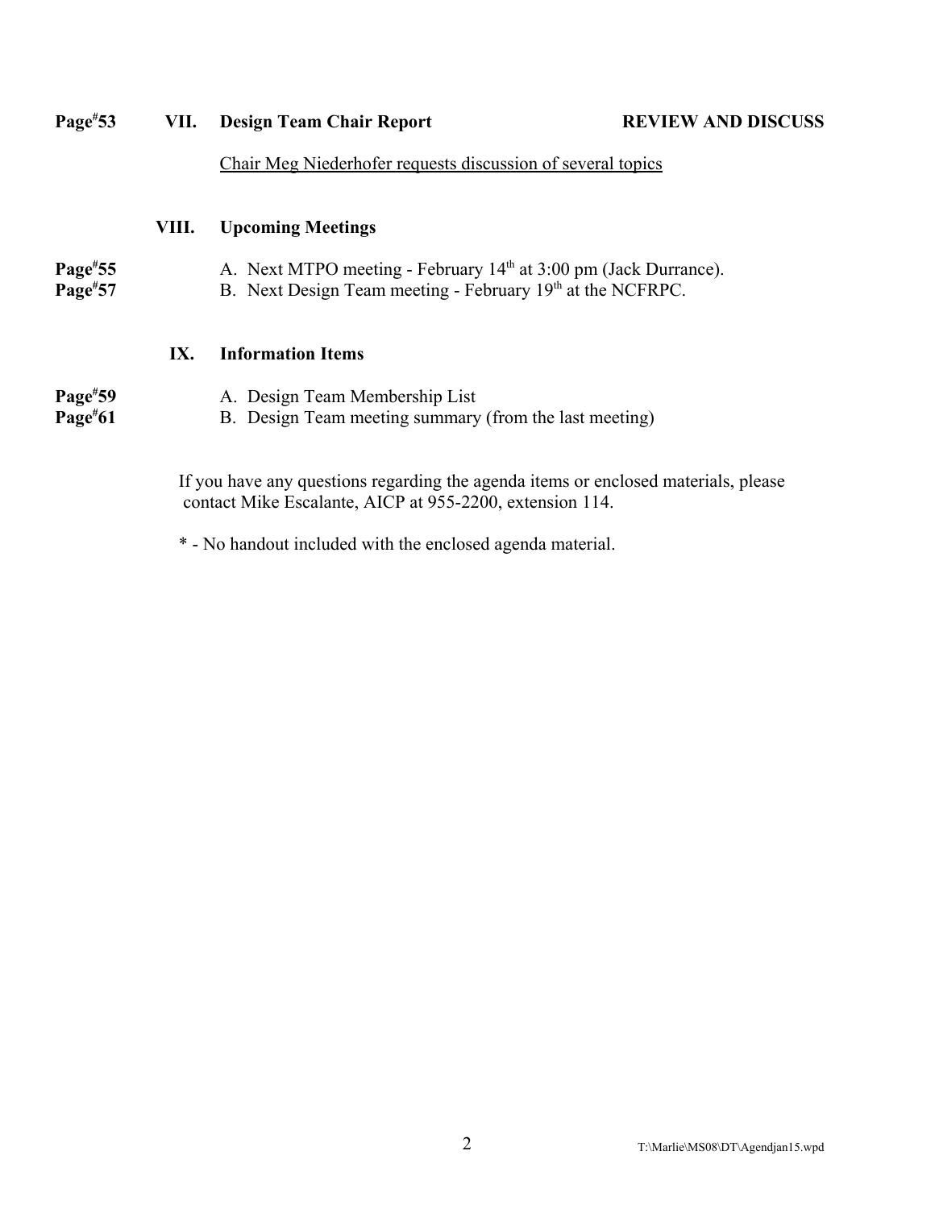| | | | |
|---|---|---|---|
| **Page#53** | **VII.** | **Design Team Chair Report** | **REVIEW AND DISCUSS** |
| | | Chair Meg Niederhofer requests discussion of several topics | |

**VIII. Upcoming Meetings**

| | |
|---|---|
| **Page#55** | A. Next MTPO meeting - February 14th at 3:00 pm (Jack Durrance). |
| **Page#57** | B. Next Design Team meeting - February 19th at the NCFRPC. |

**IX. Information Items**

| | |
|---|---|
| **Page#59** | A. Design Team Membership List |
| **Page#61** | B. Design Team meeting summary (from the last meeting) |

If you have any questions regarding the agenda items or enclosed materials, please contact Mike Escalante, AICP at 955-2200, extension 114.

* - No handout included with the enclosed agenda material.

T:\Marlie\MS08\DT\Agendjan15.wpd